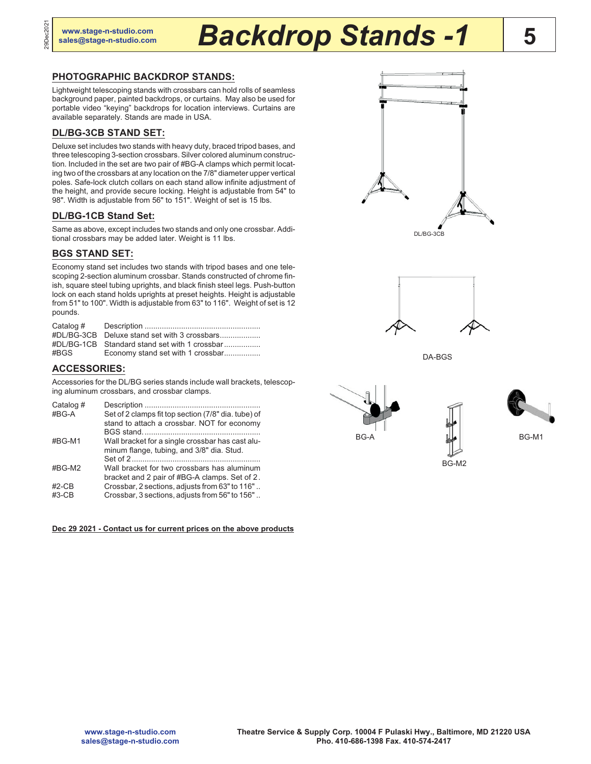# Backdrop Stands -1

## PHOTOGRAPHIC BACKDROP STANDS:

Lightweight telescoping stands with crossbars can hold rolls of seamless background paper, painted backdrops, or curtains. May also be used for portable video "keying" backdrops for location interviews. Curtains are available separately. Stands are made in USA.

## DL/BG-3CB STAND SET:

Deluxe set includes two stands with heavy duty, braced tripod bases, and three telescoping 3-section crossbars. Silver colored aluminum construction. Included in the set are two pair of #BG-A clamps which permit locating two of the crossbars at any location on the 7/8" diameter upper vertical poles. Safe-lock clutch collars on each stand allow infinite adjustment of the height, and provide secure locking. Height is adjustable from 54" to 98". Width is adjustable from 56" to 151". Weight of set is 15 lbs.

## DL/BG-1CB Stand Set:

Same as above, except includes two stands and only one crossbar. Additional crossbars may be added later. Weight is 11 lbs.

## BGS STAND SET:

Economy stand set includes two stands with tripod bases and one telescoping 2-section aluminum crossbar. Stands constructed of chrome finish, square steel tubing uprights, and black finish steel legs. Push-button lock on each stand holds uprights at preset heights. Height is adjustable from 51" to 100". Width is adjustable from 63" to 116". Weight of set is 12 pounds.

| Catalog # | Description |
|---|---|
| #DL/BG-3CB | Deluxe stand set with 3 crossbars |
| #DL/BG-1CB | Standard stand set with 1 crossbar |
| #BGS | Economy stand set with 1 crossbar |

DL/BG-3CB

DA-BGS

## ACCESSORIES:

Accessories for the DL/BG series stands include wall brackets, telescoping aluminum crossbars, and crossbar clamps.

| Catalog # | Description |
|---|---|
| #BG-A | Set of 2 clamps fit top section (7/8" dia. tube) of stand to attach a crossbar. NOT for economy BGS stand. |
| #BG-M1 | Wall bracket for a single crossbar has cast aluminum flange, tubing, and 3/8" dia. Stud. Set of 2 |
| #BG-M2 | Wall bracket for two crossbars has aluminum bracket and 2 pair of #BG-A clamps. Set of 2. |
| #2-CB | Crossbar, 2 sections, adjusts from 63" to 116" |
| #3-CB | Crossbar, 3 sections, adjusts from 56" to 156" |

BG-A

BG-M2

BG-M1

**Dec 29 2021 - Contact us for current prices on the above products**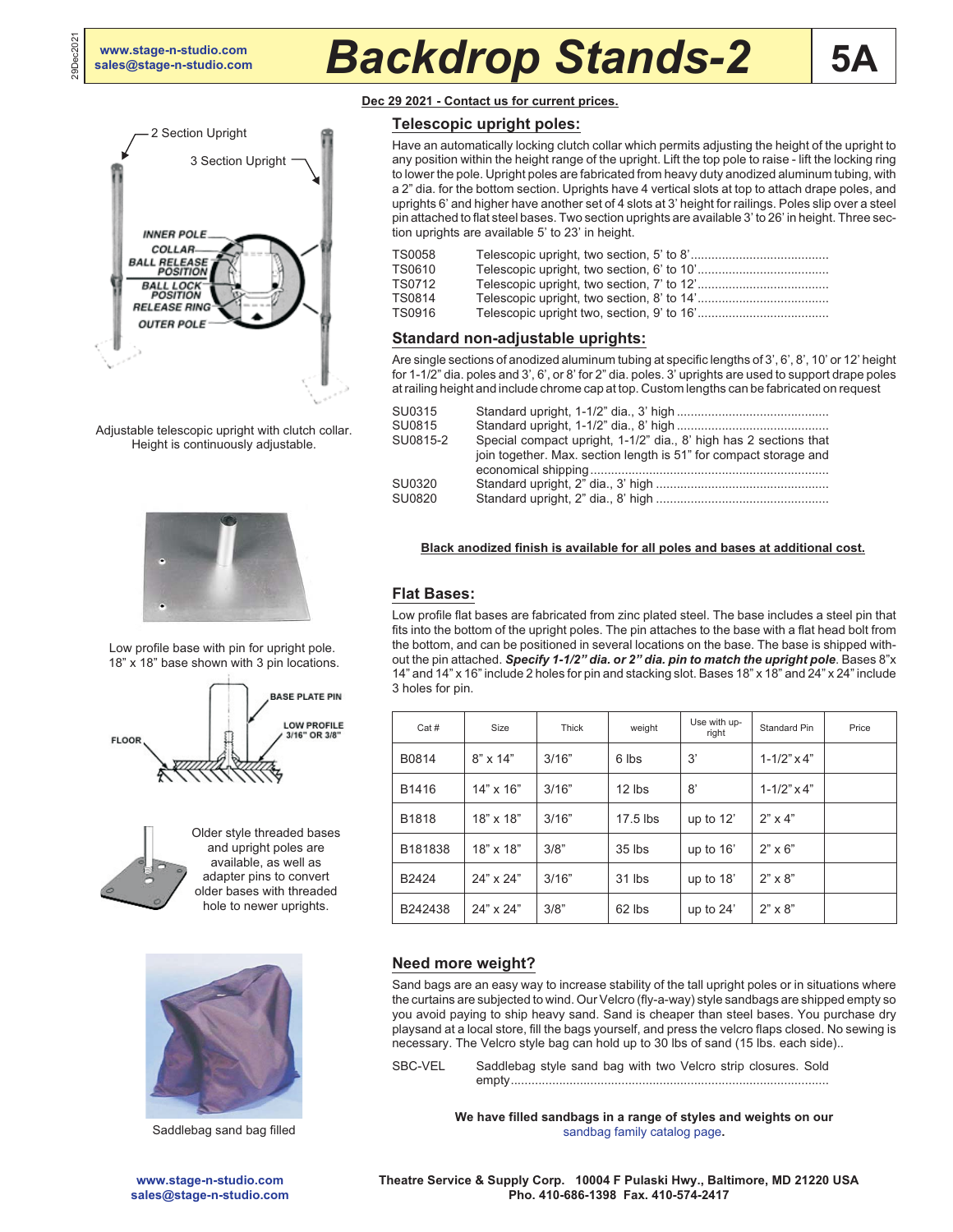# Backdrop Stands-2

5A

**Dec 29 2021 - Contact us for current prices.**

## Telescopic upright poles:

Have an automatically locking clutch collar which permits adjusting the height of the upright to any position within the height range of the upright. Lift the top pole to raise - lift the locking ring to lower the pole. Upright poles are fabricated from heavy duty anodized aluminum tubing, with a 2" dia. for the bottom section. Uprights have 4 vertical slots at top to attach drape poles, and uprights 6' and higher have another set of 4 slots at 3' height for railings. Poles slip over a steel pin attached to flat steel bases. Two section uprights are available 3' to 26' in height. Three section uprights are available 5' to 23' in height.

- TS0058 Telescopic upright, two section, 5' to 8'........................................
- TS0610 Telescopic upright, two section, 6' to 10'......................................
- TS0712 Telescopic upright, two section, 7' to 12'......................................
- TS0814 Telescopic upright, two section, 8' to 14'......................................
- TS0916 Telescopic upright two, section, 9' to 16'......................................

2 Section Upright

3 Section Upright

INNER POLE

COLLAR

BALL RELEASE POSITION

BALL LOCK POSITION

RELEASE RING

OUTER POLE

Adjustable telescopic upright with clutch collar. Height is continuously adjustable.

## Standard non-adjustable uprights:

Are single sections of anodized aluminum tubing at specific lengths of 3', 6', 8', 10' or 12' height for 1-1/2" dia. poles and 3', 6', or 8' for 2" dia. poles. 3' uprights are used to support drape poles at railing height and include chrome cap at top. Custom lengths can be fabricated on request

- SU0315 Standard upright, 1-1/2" dia., 3' high ............................................
- SU0815 Standard upright, 1-1/2" dia., 8' high ............................................
- SU0815-2 Special compact upright, 1-1/2" dia., 8' high has 2 sections that join together. Max. section length is 51" for compact storage and economical shipping....................................................................
- SU0320 Standard upright, 2" dia., 3' high ..................................................
- SU0820 Standard upright, 2" dia., 8' high ..................................................

**Black anodized finish is available for all poles and bases at additional cost.**

Low profile base with pin for upright pole. 18" x 18" base shown with 3 pin locations.

BASE PLATE PIN

FLOOR

LOW PROFILE 3/16" OR 3/8"

## Flat Bases:

Low profile flat bases are fabricated from zinc plated steel. The base includes a steel pin that fits into the bottom of the upright poles. The pin attaches to the base with a flat head bolt from the bottom, and can be positioned in several locations on the base. The base is shipped without the pin attached. ***Specify 1-1/2" dia. or 2" dia. pin to match the upright pole***. Bases 8"x 14" and 14" x 16" include 2 holes for pin and stacking slot. Bases 18" x 18" and 24" x 24" include 3 holes for pin.

| Cat # | Size | Thick | weight | Use with upright | Standard Pin | Price |
|---|---|---|---|---|---|---|
| B0814 | 8" x 14" | 3/16" | 6 lbs | 3' | 1-1/2" x 4" | |
| B1416 | 14" x 16" | 3/16" | 12 lbs | 8' | 1-1/2" x 4" | |
| B1818 | 18" x 18" | 3/16" | 17.5 lbs | up to 12' | 2" x 4" | |
| B181838 | 18" x 18" | 3/8" | 35 lbs | up to 16' | 2" x 6" | |
| B2424 | 24" x 24" | 3/16" | 31 lbs | up to 18' | 2" x 8" | |
| B242438 | 24" x 24" | 3/8" | 62 lbs | up to 24' | 2" x 8" | |

Older style threaded bases and upright poles are available, as well as adapter pins to convert older bases with threaded hole to newer uprights.

## Need more weight?

Sand bags are an easy way to increase stability of the tall upright poles or in situations where the curtains are subjected to wind. Our Velcro (fly-a-way) style sandbags are shipped empty so you avoid paying to ship heavy sand. Sand is cheaper than steel bases. You purchase dry playsand at a local store, fill the bags yourself, and press the velcro flaps closed. No sewing is necessary. The Velcro style bag can hold up to 30 lbs of sand (15 lbs. each side)..

- SBC-VEL Saddlebag style sand bag with two Velcro strip closures. Sold empty..........................................................................................

Saddlebag sand bag filled

**We have filled sandbags in a range of styles and weights on our** sandbag family catalog page**.**

**www.stage-n-studio.com**
**sales@stage-n-studio.com**

**Theatre Service & Supply Corp. 10004 F Pulaski Hwy., Baltimore, MD 21220 USA**
**Pho. 410-686-1398 Fax. 410-574-2417**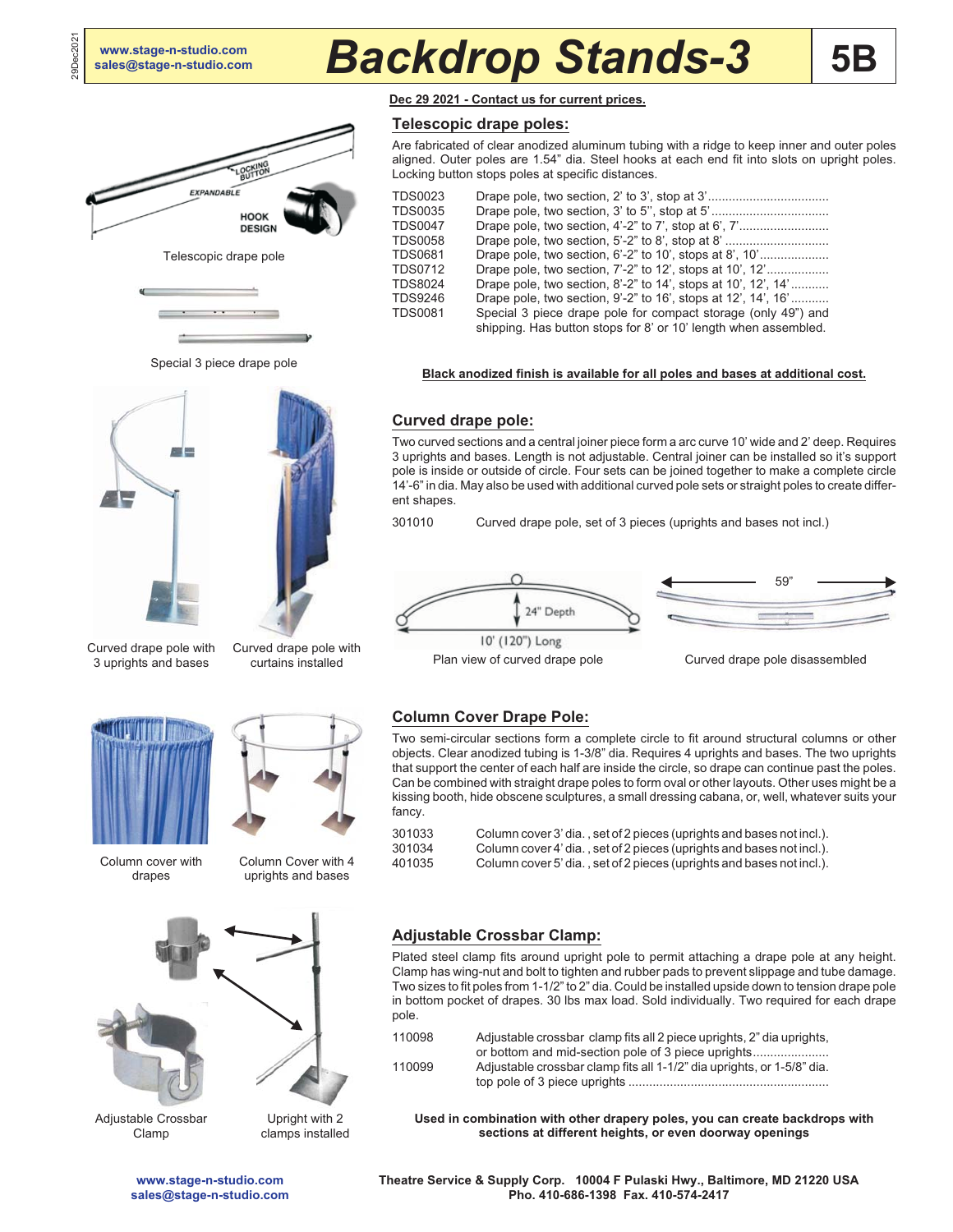# Backdrop Stands-3

**5B**

**Dec 29 2021 - Contact us for current prices.**

## Telescopic drape poles:

Are fabricated of clear anodized aluminum tubing with a ridge to keep inner and outer poles aligned. Outer poles are 1.54" dia. Steel hooks at each end fit into slots on upright poles. Locking button stops poles at specific distances.

| | |
|---|---|
| TDS0023 | Drape pole, two section, 2' to 3', stop at 3'.................................. |
| TDS0035 | Drape pole, two section, 3' to 5'', stop at 5'.................................. |
| TDS0047 | Drape pole, two section, 4'-2" to 7', stop at 6', 7'.......................... |
| TDS0058 | Drape pole, two section, 5'-2" to 8', stop at 8' ............................. |
| TDS0681 | Drape pole, two section, 6'-2" to 10', stops at 8', 10'.................... |
| TDS0712 | Drape pole, two section, 7'-2" to 12', stops at 10', 12'.................. |
| TDS8024 | Drape pole, two section, 8'-2" to 14', stops at 10', 12', 14'........... |
| TDS9246 | Drape pole, two section, 9'-2" to 16', stops at 12', 14', 16'........... |
| TDS0081 | Special 3 piece drape pole for compact storage (only 49") and shipping. Has button stops for 8' or 10' length when assembled. |

LOCKING BUTTON
EXPANDABLE
HOOK DESIGN

Telescopic drape pole

Special 3 piece drape pole

**Black anodized finish is available for all poles and bases at additional cost.**

## Curved drape pole:

Two curved sections and a central joiner piece form a arc curve 10' wide and 2' deep. Requires 3 uprights and bases. Length is not adjustable. Central joiner can be installed so it's support pole is inside or outside of circle. Four sets can be joined together to make a complete circle 14'-6" in dia. May also be used with additional curved pole sets or straight poles to create different shapes.

| | |
|---|---|
| 301010 | Curved drape pole, set of 3 pieces (uprights and bases not incl.) |

Curved drape pole with 3 uprights and bases

Curved drape pole with curtains installed

24" Depth
10' (120") Long

Plan view of curved drape pole

59"

Curved drape pole disassembled

## Column Cover Drape Pole:

Two semi-circular sections form a complete circle to fit around structural columns or other objects. Clear anodized tubing is 1-3/8" dia. Requires 4 uprights and bases. The two uprights that support the center of each half are inside the circle, so drape can continue past the poles. Can be combined with straight drape poles to form oval or other layouts. Other uses might be a kissing booth, hide obscene sculptures, a small dressing cabana, or, well, whatever suits your fancy.

| | |
|---|---|
| 301033 | Column cover 3' dia. , set of 2 pieces (uprights and bases not incl.). |
| 301034 | Column cover 4' dia. , set of 2 pieces (uprights and bases not incl.). |
| 401035 | Column cover 5' dia. , set of 2 pieces (uprights and bases not incl.). |

Column cover with drapes

Column Cover with 4 uprights and bases

## Adjustable Crossbar Clamp:

Plated steel clamp fits around upright pole to permit attaching a drape pole at any height. Clamp has wing-nut and bolt to tighten and rubber pads to prevent slippage and tube damage. Two sizes to fit poles from 1-1/2" to 2" dia. Could be installed upside down to tension drape pole in bottom pocket of drapes. 30 lbs max load. Sold individually. Two required for each drape pole.

| | |
|---|---|
| 110098 | Adjustable crossbar clamp fits all 2 piece uprights, 2" dia uprights, or bottom and mid-section pole of 3 piece uprights...................... |
| 110099 | Adjustable crossbar clamp fits all 1-1/2" dia uprights, or 1-5/8" dia. top pole of 3 piece uprights ......................................................... |

Adjustable Crossbar Clamp

Upright with 2 clamps installed

**Used in combination with other drapery poles, you can create backdrops with sections at different heights, or even doorway openings**

**Theatre Service & Supply Corp. 10004 F Pulaski Hwy., Baltimore, MD 21220 USA**
**Pho. 410-686-1398 Fax. 410-574-2417**

**www.stage-n-studio.com**
**sales@stage-n-studio.com**